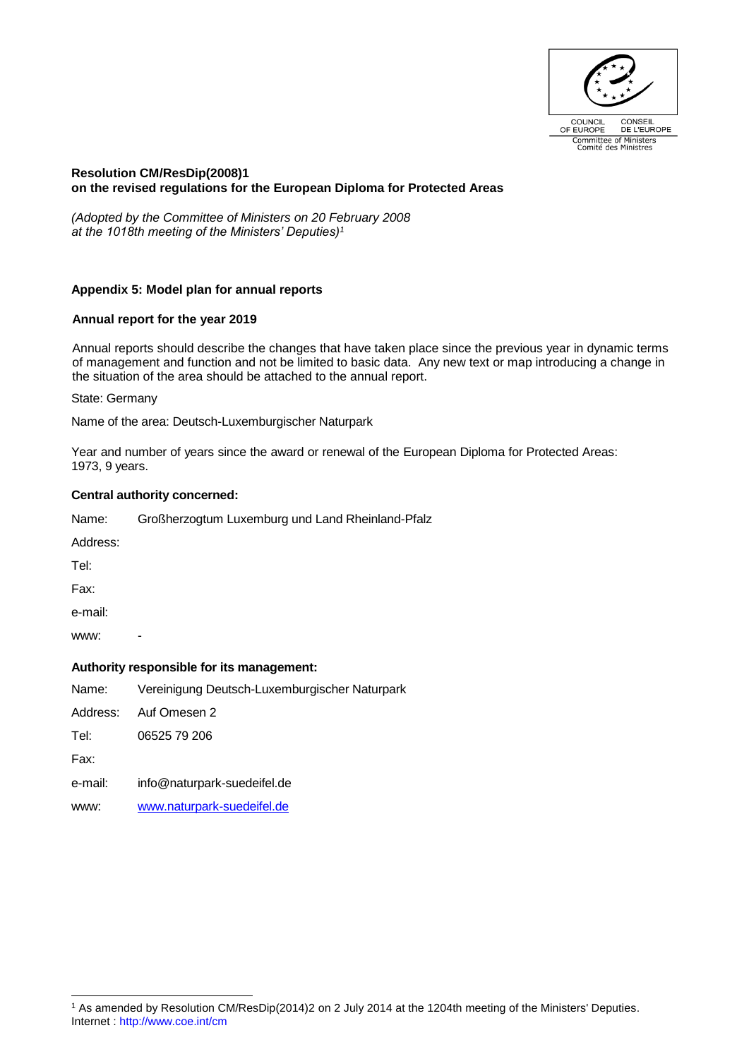COUNCIL OF EUROPE CONSEIL DE L'EUROPE
Committee of Ministers
Comité des Ministres

**Resolution CM/ResDip(2008)1**
**on the revised regulations for the European Diploma for Protected Areas**

*(Adopted by the Committee of Ministers on 20 February 2008 at the 1018th meeting of the Ministers' Deputies)*[1]

**Appendix 5: Model plan for annual reports**

**Annual report for the year 2019**

Annual reports should describe the changes that have taken place since the previous year in dynamic terms of management and function and not be limited to basic data. Any new text or map introducing a change in the situation of the area should be attached to the annual report.

State: Germany

Name of the area: Deutsch-Luxemburgischer Naturpark

Year and number of years since the award or renewal of the European Diploma for Protected Areas: 1973, 9 years.

**Central authority concerned:**

Name: Großherzogtum Luxemburg und Land Rheinland-Pfalz

Address:

Tel:

Fax:

e-mail:

www: -

**Authority responsible for its management:**

Name: Vereinigung Deutsch-Luxemburgischer Naturpark

Address: Auf Omesen 2

Tel: 06525 79 206

Fax:

e-mail: info@naturpark-suedeifel.de

www: www.naturpark-suedeifel.de

---

[1] As amended by Resolution CM/ResDip(2014)2 on 2 July 2014 at the 1204th meeting of the Ministers' Deputies.
Internet : http://www.coe.int/cm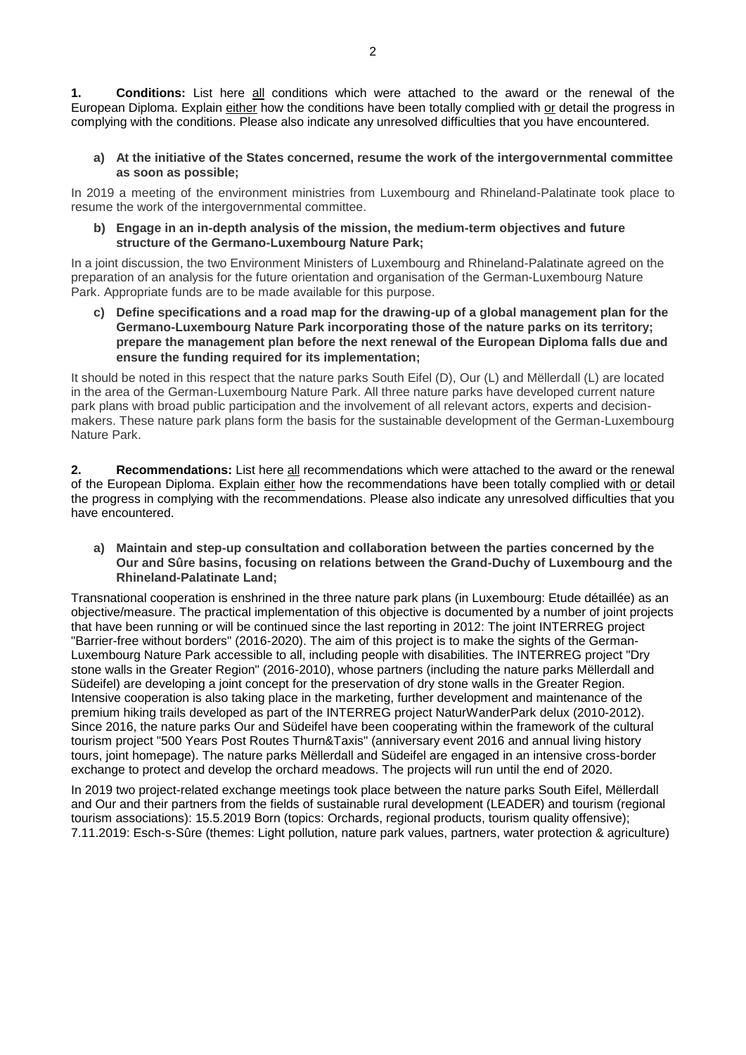**1. Conditions:** List here all conditions which were attached to the award or the renewal of the European Diploma. Explain either how the conditions have been totally complied with or detail the progress in complying with the conditions. Please also indicate any unresolved difficulties that you have encountered.

**a) At the initiative of the States concerned, resume the work of the intergovernmental committee as soon as possible;**

In 2019 a meeting of the environment ministries from Luxembourg and Rhineland-Palatinate took place to resume the work of the intergovernmental committee.

**b) Engage in an in-depth analysis of the mission, the medium-term objectives and future structure of the Germano-Luxembourg Nature Park;**

In a joint discussion, the two Environment Ministers of Luxembourg and Rhineland-Palatinate agreed on the preparation of an analysis for the future orientation and organisation of the German-Luxembourg Nature Park. Appropriate funds are to be made available for this purpose.

**c) Define specifications and a road map for the drawing-up of a global management plan for the Germano-Luxembourg Nature Park incorporating those of the nature parks on its territory; prepare the management plan before the next renewal of the European Diploma falls due and ensure the funding required for its implementation;**

It should be noted in this respect that the nature parks South Eifel (D), Our (L) and Mëllerdall (L) are located in the area of the German-Luxembourg Nature Park. All three nature parks have developed current nature park plans with broad public participation and the involvement of all relevant actors, experts and decision-makers. These nature park plans form the basis for the sustainable development of the German-Luxembourg Nature Park.

**2. Recommendations:** List here all recommendations which were attached to the award or the renewal of the European Diploma. Explain either how the recommendations have been totally complied with or detail the progress in complying with the recommendations. Please also indicate any unresolved difficulties that you have encountered.

**a) Maintain and step-up consultation and collaboration between the parties concerned by the Our and Sûre basins, focusing on relations between the Grand-Duchy of Luxembourg and the Rhineland-Palatinate Land;**

Transnational cooperation is enshrined in the three nature park plans (in Luxembourg: Etude détaillée) as an objective/measure. The practical implementation of this objective is documented by a number of joint projects that have been running or will be continued since the last reporting in 2012: The joint INTERREG project "Barrier-free without borders" (2016-2020). The aim of this project is to make the sights of the German-Luxembourg Nature Park accessible to all, including people with disabilities. The INTERREG project "Dry stone walls in the Greater Region" (2016-2010), whose partners (including the nature parks Mëllerdall and Südeifel) are developing a joint concept for the preservation of dry stone walls in the Greater Region. Intensive cooperation is also taking place in the marketing, further development and maintenance of the premium hiking trails developed as part of the INTERREG project NaturWanderPark delux (2010-2012). Since 2016, the nature parks Our and Südeifel have been cooperating within the framework of the cultural tourism project "500 Years Post Routes Thurn&Taxis" (anniversary event 2016 and annual living history tours, joint homepage). The nature parks Mëllerdall and Südeifel are engaged in an intensive cross-border exchange to protect and develop the orchard meadows. The projects will run until the end of 2020.

In 2019 two project-related exchange meetings took place between the nature parks South Eifel, Mëllerdall and Our and their partners from the fields of sustainable rural development (LEADER) and tourism (regional tourism associations): 15.5.2019 Born (topics: Orchards, regional products, tourism quality offensive); 7.11.2019: Esch-s-Sûre (themes: Light pollution, nature park values, partners, water protection & agriculture)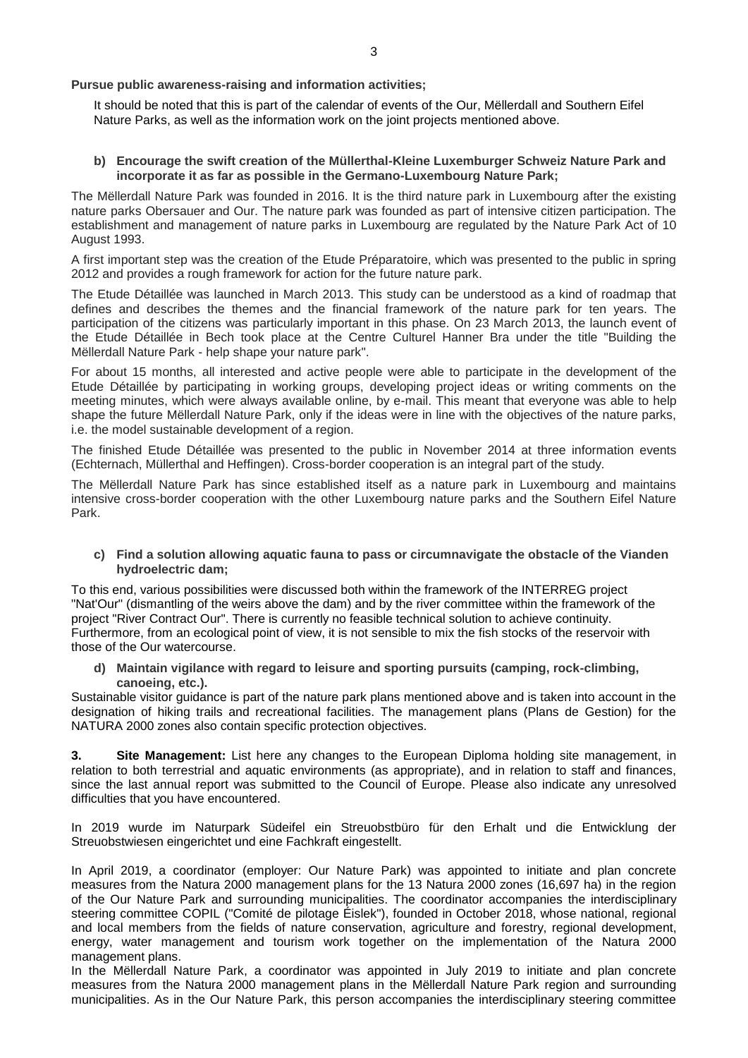**Pursue public awareness-raising and information activities;**

It should be noted that this is part of the calendar of events of the Our, Mëllerdall and Southern Eifel Nature Parks, as well as the information work on the joint projects mentioned above.

**b) Encourage the swift creation of the Müllerthal-Kleine Luxemburger Schweiz Nature Park and incorporate it as far as possible in the Germano-Luxembourg Nature Park;**

The Mëllerdall Nature Park was founded in 2016. It is the third nature park in Luxembourg after the existing nature parks Obersauer and Our. The nature park was founded as part of intensive citizen participation. The establishment and management of nature parks in Luxembourg are regulated by the Nature Park Act of 10 August 1993.

A first important step was the creation of the Etude Préparatoire, which was presented to the public in spring 2012 and provides a rough framework for action for the future nature park.

The Etude Détaillée was launched in March 2013. This study can be understood as a kind of roadmap that defines and describes the themes and the financial framework of the nature park for ten years. The participation of the citizens was particularly important in this phase. On 23 March 2013, the launch event of the Etude Détaillée in Bech took place at the Centre Culturel Hanner Bra under the title "Building the Mëllerdall Nature Park - help shape your nature park".

For about 15 months, all interested and active people were able to participate in the development of the Etude Détaillée by participating in working groups, developing project ideas or writing comments on the meeting minutes, which were always available online, by e-mail. This meant that everyone was able to help shape the future Mëllerdall Nature Park, only if the ideas were in line with the objectives of the nature parks, i.e. the model sustainable development of a region.

The finished Etude Détaillée was presented to the public in November 2014 at three information events (Echternach, Müllerthal and Heffingen). Cross-border cooperation is an integral part of the study.

The Mëllerdall Nature Park has since established itself as a nature park in Luxembourg and maintains intensive cross-border cooperation with the other Luxembourg nature parks and the Southern Eifel Nature Park.

**c) Find a solution allowing aquatic fauna to pass or circumnavigate the obstacle of the Vianden hydroelectric dam;**

To this end, various possibilities were discussed both within the framework of the INTERREG project "Nat'Our" (dismantling of the weirs above the dam) and by the river committee within the framework of the project "River Contract Our". There is currently no feasible technical solution to achieve continuity. Furthermore, from an ecological point of view, it is not sensible to mix the fish stocks of the reservoir with those of the Our watercourse.

**d) Maintain vigilance with regard to leisure and sporting pursuits (camping, rock-climbing, canoeing, etc.).**

Sustainable visitor guidance is part of the nature park plans mentioned above and is taken into account in the designation of hiking trails and recreational facilities. The management plans (Plans de Gestion) for the NATURA 2000 zones also contain specific protection objectives.

**3. Site Management:** List here any changes to the European Diploma holding site management, in relation to both terrestrial and aquatic environments (as appropriate), and in relation to staff and finances, since the last annual report was submitted to the Council of Europe. Please also indicate any unresolved difficulties that you have encountered.

In 2019 wurde im Naturpark Südeifel ein Streuobstbüro für den Erhalt und die Entwicklung der Streuobstwiesen eingerichtet und eine Fachkraft eingestellt.

In April 2019, a coordinator (employer: Our Nature Park) was appointed to initiate and plan concrete measures from the Natura 2000 management plans for the 13 Natura 2000 zones (16,697 ha) in the region of the Our Nature Park and surrounding municipalities. The coordinator accompanies the interdisciplinary steering committee COPIL ("Comité de pilotage Éislek"), founded in October 2018, whose national, regional and local members from the fields of nature conservation, agriculture and forestry, regional development, energy, water management and tourism work together on the implementation of the Natura 2000 management plans.

In the Mëllerdall Nature Park, a coordinator was appointed in July 2019 to initiate and plan concrete measures from the Natura 2000 management plans in the Mëllerdall Nature Park region and surrounding municipalities. As in the Our Nature Park, this person accompanies the interdisciplinary steering committee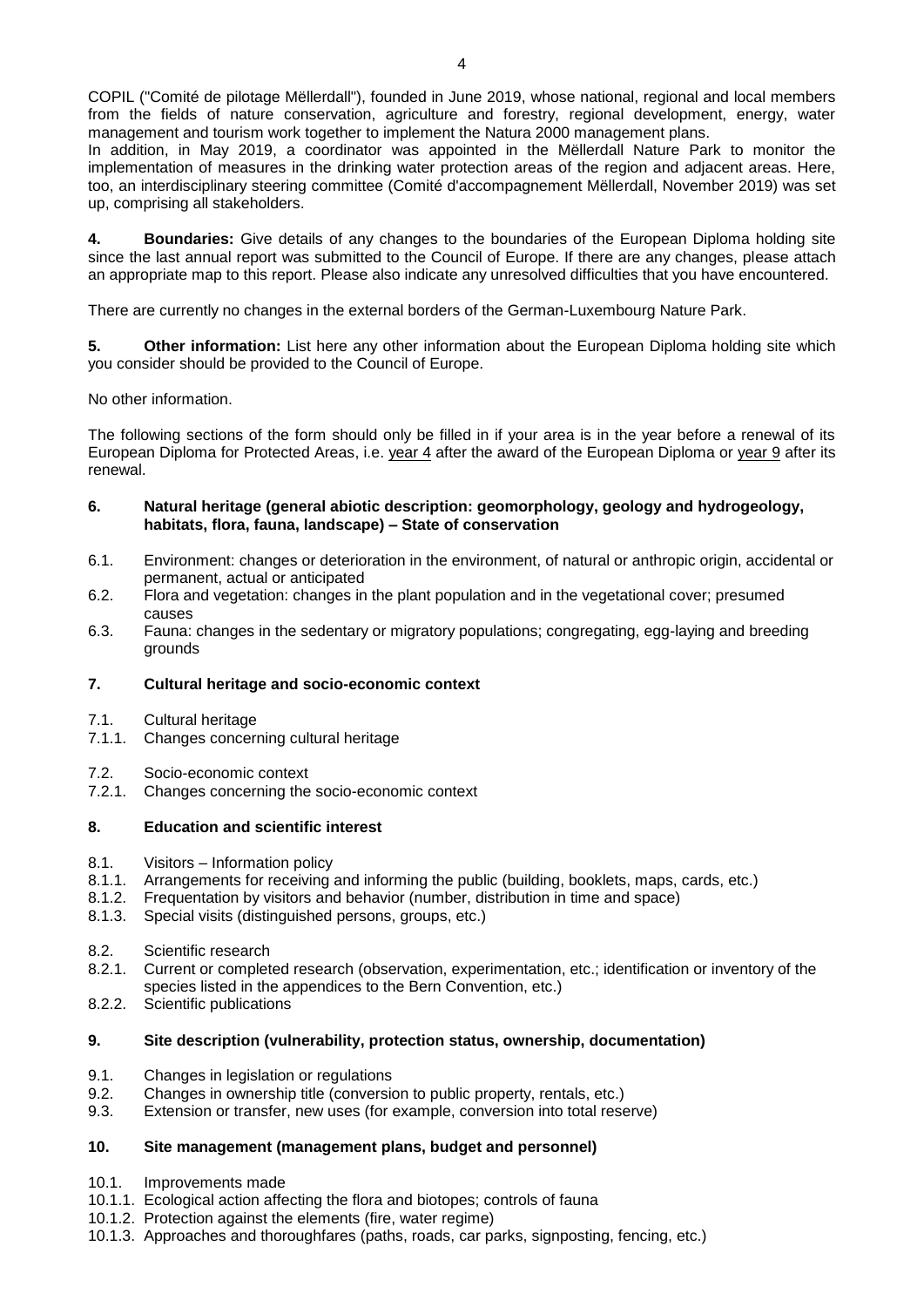COPIL ("Comité de pilotage Mëllerdall"), founded in June 2019, whose national, regional and local members from the fields of nature conservation, agriculture and forestry, regional development, energy, water management and tourism work together to implement the Natura 2000 management plans.
In addition, in May 2019, a coordinator was appointed in the Mëllerdall Nature Park to monitor the implementation of measures in the drinking water protection areas of the region and adjacent areas. Here, too, an interdisciplinary steering committee (Comité d'accompagnement Mëllerdall, November 2019) was set up, comprising all stakeholders.

**4. Boundaries:** Give details of any changes to the boundaries of the European Diploma holding site since the last annual report was submitted to the Council of Europe. If there are any changes, please attach an appropriate map to this report. Please also indicate any unresolved difficulties that you have encountered.

There are currently no changes in the external borders of the German-Luxembourg Nature Park.

**5. Other information:** List here any other information about the European Diploma holding site which you consider should be provided to the Council of Europe.

No other information.

The following sections of the form should only be filled in if your area is in the year before a renewal of its European Diploma for Protected Areas, i.e. year 4 after the award of the European Diploma or year 9 after its renewal.

### 6. Natural heritage (general abiotic description: geomorphology, geology and hydrogeology, habitats, flora, fauna, landscape) – State of conservation

6.1. Environment: changes or deterioration in the environment, of natural or anthropic origin, accidental or permanent, actual or anticipated
6.2. Flora and vegetation: changes in the plant population and in the vegetational cover; presumed causes
6.3. Fauna: changes in the sedentary or migratory populations; congregating, egg-laying and breeding grounds

### 7. Cultural heritage and socio-economic context

7.1. Cultural heritage
7.1.1. Changes concerning cultural heritage

7.2. Socio-economic context
7.2.1. Changes concerning the socio-economic context

### 8. Education and scientific interest

8.1. Visitors – Information policy
8.1.1. Arrangements for receiving and informing the public (building, booklets, maps, cards, etc.)
8.1.2. Frequentation by visitors and behavior (number, distribution in time and space)
8.1.3. Special visits (distinguished persons, groups, etc.)

8.2. Scientific research
8.2.1. Current or completed research (observation, experimentation, etc.; identification or inventory of the species listed in the appendices to the Bern Convention, etc.)
8.2.2. Scientific publications

### 9. Site description (vulnerability, protection status, ownership, documentation)

9.1. Changes in legislation or regulations
9.2. Changes in ownership title (conversion to public property, rentals, etc.)
9.3. Extension or transfer, new uses (for example, conversion into total reserve)

### 10. Site management (management plans, budget and personnel)

10.1. Improvements made
10.1.1. Ecological action affecting the flora and biotopes; controls of fauna
10.1.2. Protection against the elements (fire, water regime)
10.1.3. Approaches and thoroughfares (paths, roads, car parks, signposting, fencing, etc.)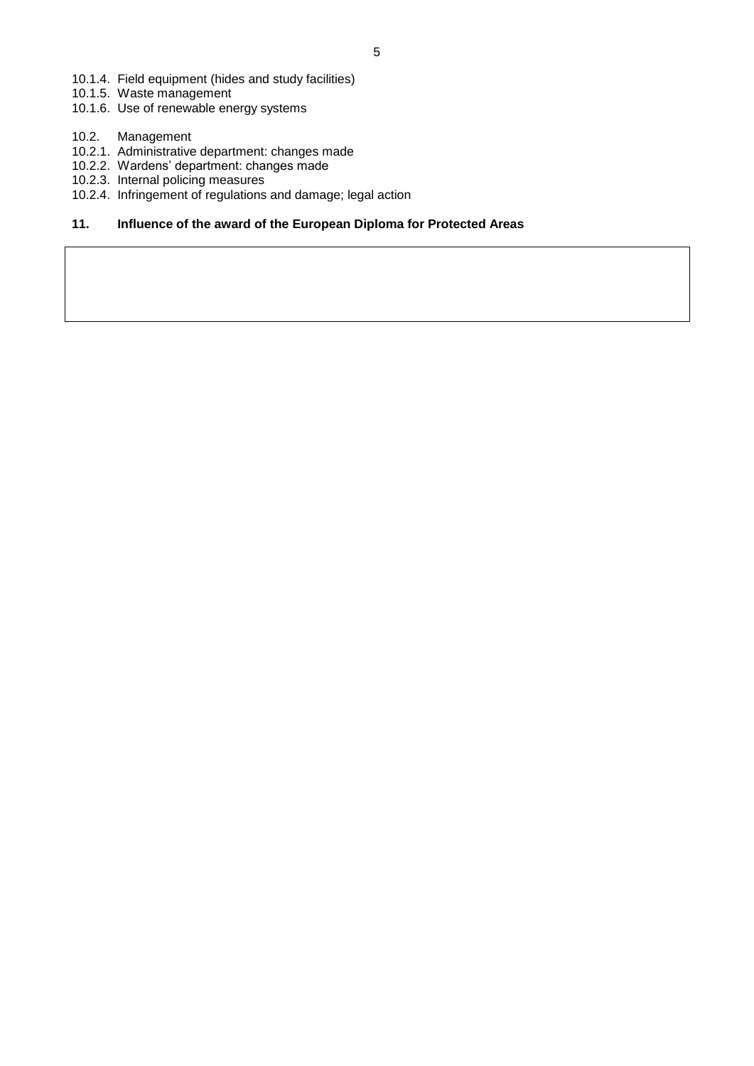10.1.4. Field equipment (hides and study facilities)
10.1.5. Waste management
10.1.6. Use of renewable energy systems

10.2. Management
10.2.1. Administrative department: changes made
10.2.2. Wardens' department: changes made
10.2.3. Internal policing measures
10.2.4. Infringement of regulations and damage; legal action

## 11. Influence of the award of the European Diploma for Protected Areas

| |
|---|
| |